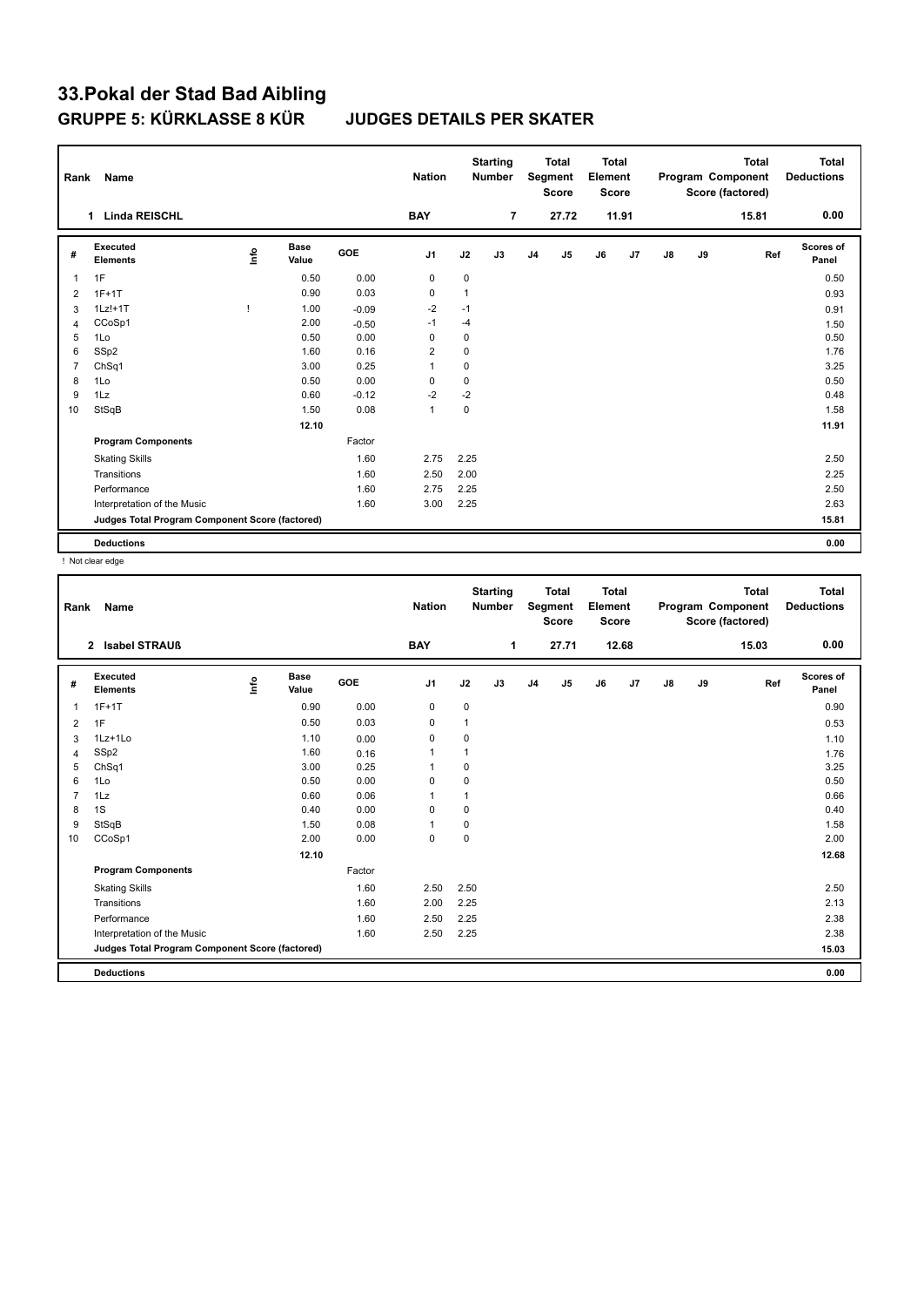# 33.Pokal der Stad Bad Aibling

## GRUPPE 5: KÜRKLASSE 8 KÜR JUDGES DETAILS PER SKATER

| Rank | Name | Nation | Starting Number | Total Segment Score | Total Element Score | Total Program Component Score (factored) | Total Deductions |
|---|---|---|---|---|---|---|---|
| 1 | Linda REISCHL | BAY | 7 | 27.72 | 11.91 | 15.81 | 0.00 |

| # | Executed Elements | Info | Base Value | GOE | J1 | J2 | J3 | J4 | J5 | J6 | J7 | J8 | J9 | Ref | Scores of Panel |
|---|---|---|---|---|---|---|---|---|---|---|---|---|---|---|---|
| 1 | 1F | | 0.50 | 0.00 | 0 | 0 | | | | | | | | | 0.50 |
| 2 | 1F+1T | | 0.90 | 0.03 | 0 | 1 | | | | | | | | | 0.93 |
| 3 | 1Lz!+1T | ! | 1.00 | -0.09 | -2 | -1 | | | | | | | | | 0.91 |
| 4 | CCoSp1 | | 2.00 | -0.50 | -1 | -4 | | | | | | | | | 1.50 |
| 5 | 1Lo | | 0.50 | 0.00 | 0 | 0 | | | | | | | | | 0.50 |
| 6 | SSp2 | | 1.60 | 0.16 | 2 | 0 | | | | | | | | | 1.76 |
| 7 | ChSq1 | | 3.00 | 0.25 | 1 | 0 | | | | | | | | | 3.25 |
| 8 | 1Lo | | 0.50 | 0.00 | 0 | 0 | | | | | | | | | 0.50 |
| 9 | 1Lz | | 0.60 | -0.12 | -2 | -2 | | | | | | | | | 0.48 |
| 10 | StSqB | | 1.50 | 0.08 | 1 | 0 | | | | | | | | | 1.58 |
| | | | 12.10 | | | | | | | | | | | | 11.91 |
| | **Program Components** | | | Factor | | | | | | | | | | | |
| | Skating Skills | | | 1.60 | 2.75 | 2.25 | | | | | | | | | 2.50 |
| | Transitions | | | 1.60 | 2.50 | 2.00 | | | | | | | | | 2.25 |
| | Performance | | | 1.60 | 2.75 | 2.25 | | | | | | | | | 2.50 |
| | Interpretation of the Music | | | 1.60 | 3.00 | 2.25 | | | | | | | | | 2.63 |
| | **Judges Total Program Component Score (factored)** | | | | | | | | | | | | | | 15.81 |
| | **Deductions** | | | | | | | | | | | | | | 0.00 |

! Not clear edge

| Rank | Name | Nation | Starting Number | Total Segment Score | Total Element Score | Total Program Component Score (factored) | Total Deductions |
|---|---|---|---|---|---|---|---|
| 2 | Isabel STRAUß | BAY | 1 | 27.71 | 12.68 | 15.03 | 0.00 |

| # | Executed Elements | Info | Base Value | GOE | J1 | J2 | J3 | J4 | J5 | J6 | J7 | J8 | J9 | Ref | Scores of Panel |
|---|---|---|---|---|---|---|---|---|---|---|---|---|---|---|---|
| 1 | 1F+1T | | 0.90 | 0.00 | 0 | 0 | | | | | | | | | 0.90 |
| 2 | 1F | | 0.50 | 0.03 | 0 | 1 | | | | | | | | | 0.53 |
| 3 | 1Lz+1Lo | | 1.10 | 0.00 | 0 | 0 | | | | | | | | | 1.10 |
| 4 | SSp2 | | 1.60 | 0.16 | 1 | 1 | | | | | | | | | 1.76 |
| 5 | ChSq1 | | 3.00 | 0.25 | 1 | 0 | | | | | | | | | 3.25 |
| 6 | 1Lo | | 0.50 | 0.00 | 0 | 0 | | | | | | | | | 0.50 |
| 7 | 1Lz | | 0.60 | 0.06 | 1 | 1 | | | | | | | | | 0.66 |
| 8 | 1S | | 0.40 | 0.00 | 0 | 0 | | | | | | | | | 0.40 |
| 9 | StSqB | | 1.50 | 0.08 | 1 | 0 | | | | | | | | | 1.58 |
| 10 | CCoSp1 | | 2.00 | 0.00 | 0 | 0 | | | | | | | | | 2.00 |
| | | | 12.10 | | | | | | | | | | | | 12.68 |
| | **Program Components** | | | Factor | | | | | | | | | | | |
| | Skating Skills | | | 1.60 | 2.50 | 2.50 | | | | | | | | | 2.50 |
| | Transitions | | | 1.60 | 2.00 | 2.25 | | | | | | | | | 2.13 |
| | Performance | | | 1.60 | 2.50 | 2.25 | | | | | | | | | 2.38 |
| | Interpretation of the Music | | | 1.60 | 2.50 | 2.25 | | | | | | | | | 2.38 |
| | **Judges Total Program Component Score (factored)** | | | | | | | | | | | | | | 15.03 |
| | **Deductions** | | | | | | | | | | | | | | 0.00 |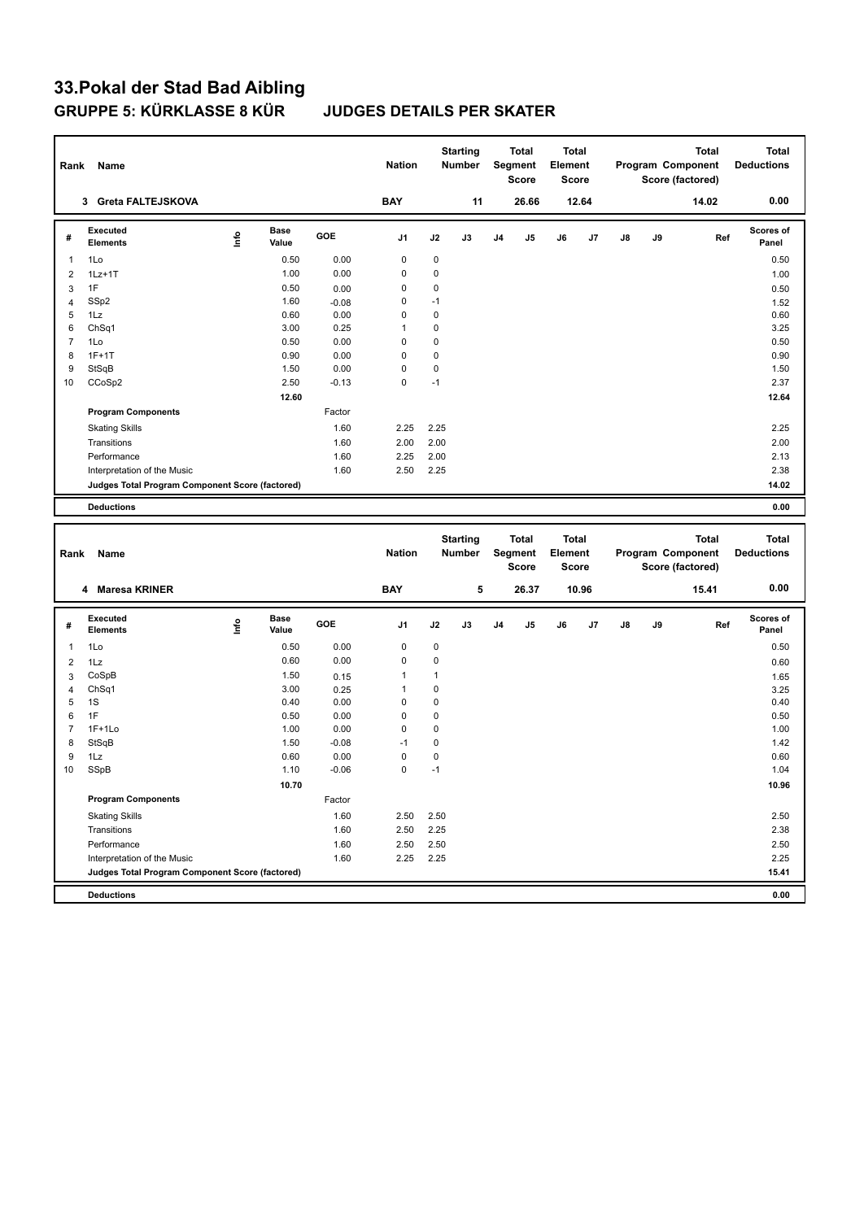# 33.Pokal der Stad Bad Aibling

## GRUPPE 5: KÜRKLASSE 8 KÜR JUDGES DETAILS PER SKATER

| Rank | Name | Nation | Starting Number | Total Segment Score | Total Element Score | Total Program Component Score (factored) | Total Deductions |
|---|---|---|---|---|---|---|---|
| 3 | Greta FALTEJSKOVA | BAY | 11 | 26.66 | 12.64 | 14.02 | 0.00 |

| # | Executed Elements | Info | Base Value | GOE | J1 | J2 | J3 | J4 | J5 | J6 | J7 | J8 | J9 | Ref | Scores of Panel |
|---|---|---|---|---|---|---|---|---|---|---|---|---|---|---|---|
| 1 | 1Lo | | 0.50 | 0.00 | 0 | 0 | | | | | | | | | 0.50 |
| 2 | 1Lz+1T | | 1.00 | 0.00 | 0 | 0 | | | | | | | | | 1.00 |
| 3 | 1F | | 0.50 | 0.00 | 0 | 0 | | | | | | | | | 0.50 |
| 4 | SSp2 | | 1.60 | -0.08 | 0 | -1 | | | | | | | | | 1.52 |
| 5 | 1Lz | | 0.60 | 0.00 | 0 | 0 | | | | | | | | | 0.60 |
| 6 | ChSq1 | | 3.00 | 0.25 | 1 | 0 | | | | | | | | | 3.25 |
| 7 | 1Lo | | 0.50 | 0.00 | 0 | 0 | | | | | | | | | 0.50 |
| 8 | 1F+1T | | 0.90 | 0.00 | 0 | 0 | | | | | | | | | 0.90 |
| 9 | StSqB | | 1.50 | 0.00 | 0 | 0 | | | | | | | | | 1.50 |
| 10 | CCoSp2 | | 2.50 | -0.13 | 0 | -1 | | | | | | | | | 2.37 |
| | | | 12.60 | | | | | | | | | | | | 12.64 |
| | Program Components | | | Factor | | | | | | | | | | | |
| | Skating Skills | | | 1.60 | 2.25 | 2.25 | | | | | | | | | 2.25 |
| | Transitions | | | 1.60 | 2.00 | 2.00 | | | | | | | | | 2.00 |
| | Performance | | | 1.60 | 2.25 | 2.00 | | | | | | | | | 2.13 |
| | Interpretation of the Music | | | 1.60 | 2.50 | 2.25 | | | | | | | | | 2.38 |
| | Judges Total Program Component Score (factored) | | | | | | | | | | | | | | 14.02 |
| | Deductions | | | | | | | | | | | | | | 0.00 |

| Rank | Name | Nation | Starting Number | Total Segment Score | Total Element Score | Total Program Component Score (factored) | Total Deductions |
|---|---|---|---|---|---|---|---|
| 4 | Maresa KRINER | BAY | 5 | 26.37 | 10.96 | 15.41 | 0.00 |

| # | Executed Elements | Info | Base Value | GOE | J1 | J2 | J3 | J4 | J5 | J6 | J7 | J8 | J9 | Ref | Scores of Panel |
|---|---|---|---|---|---|---|---|---|---|---|---|---|---|---|---|
| 1 | 1Lo | | 0.50 | 0.00 | 0 | 0 | | | | | | | | | 0.50 |
| 2 | 1Lz | | 0.60 | 0.00 | 0 | 0 | | | | | | | | | 0.60 |
| 3 | CoSpB | | 1.50 | 0.15 | 1 | 1 | | | | | | | | | 1.65 |
| 4 | ChSq1 | | 3.00 | 0.25 | 1 | 0 | | | | | | | | | 3.25 |
| 5 | 1S | | 0.40 | 0.00 | 0 | 0 | | | | | | | | | 0.40 |
| 6 | 1F | | 0.50 | 0.00 | 0 | 0 | | | | | | | | | 0.50 |
| 7 | 1F+1Lo | | 1.00 | 0.00 | 0 | 0 | | | | | | | | | 1.00 |
| 8 | StSqB | | 1.50 | -0.08 | -1 | 0 | | | | | | | | | 1.42 |
| 9 | 1Lz | | 0.60 | 0.00 | 0 | 0 | | | | | | | | | 0.60 |
| 10 | SSpB | | 1.10 | -0.06 | 0 | -1 | | | | | | | | | 1.04 |
| | | | 10.70 | | | | | | | | | | | | 10.96 |
| | Program Components | | | Factor | | | | | | | | | | | |
| | Skating Skills | | | 1.60 | 2.50 | 2.50 | | | | | | | | | 2.50 |
| | Transitions | | | 1.60 | 2.50 | 2.25 | | | | | | | | | 2.38 |
| | Performance | | | 1.60 | 2.50 | 2.50 | | | | | | | | | 2.50 |
| | Interpretation of the Music | | | 1.60 | 2.25 | 2.25 | | | | | | | | | 2.25 |
| | Judges Total Program Component Score (factored) | | | | | | | | | | | | | | 15.41 |
| | Deductions | | | | | | | | | | | | | | 0.00 |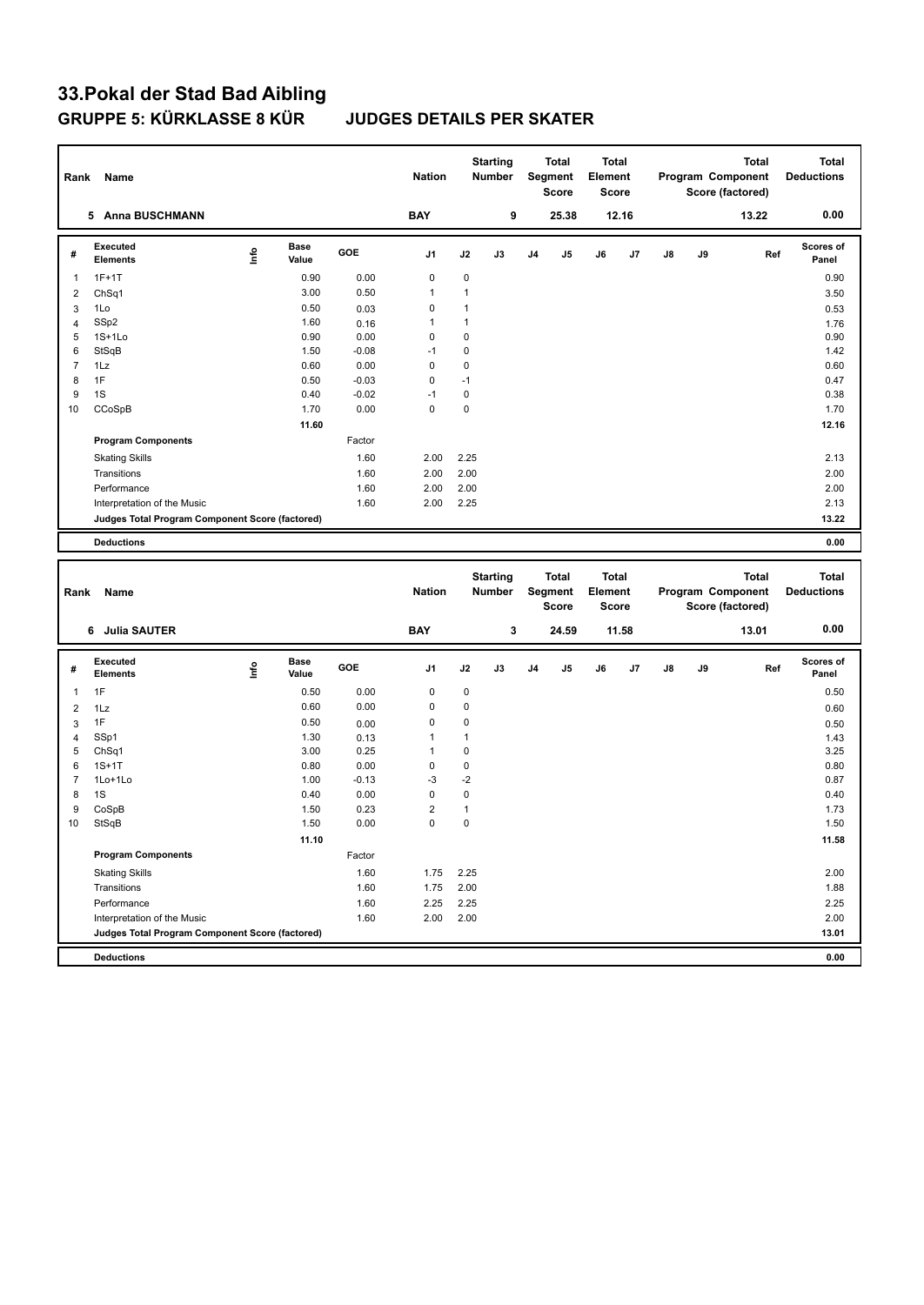# 33.Pokal der Stad Bad Aibling

## GRUPPE 5: KÜRKLASSE 8 KÜR JUDGES DETAILS PER SKATER

| Rank | Name | Nation | Starting Number | Total Segment Score | Total Element Score | Total Program Component Score (factored) | Total Deductions |
|---|---|---|---|---|---|---|---|
| 5 | Anna BUSCHMANN | BAY | 9 | 25.38 | 12.16 | 13.22 | 0.00 |

| # | Executed Elements | Info | Base Value | GOE | J1 | J2 | J3 | J4 | J5 | J6 | J7 | J8 | J9 | Ref | Scores of Panel |
|---|---|---|---|---|---|---|---|---|---|---|---|---|---|---|---|
| 1 | 1F+1T | | 0.90 | 0.00 | 0 | 0 | | | | | | | | | 0.90 |
| 2 | ChSq1 | | 3.00 | 0.50 | 1 | 1 | | | | | | | | | 3.50 |
| 3 | 1Lo | | 0.50 | 0.03 | 0 | 1 | | | | | | | | | 0.53 |
| 4 | SSp2 | | 1.60 | 0.16 | 1 | 1 | | | | | | | | | 1.76 |
| 5 | 1S+1Lo | | 0.90 | 0.00 | 0 | 0 | | | | | | | | | 0.90 |
| 6 | StSqB | | 1.50 | -0.08 | -1 | 0 | | | | | | | | | 1.42 |
| 7 | 1Lz | | 0.60 | 0.00 | 0 | 0 | | | | | | | | | 0.60 |
| 8 | 1F | | 0.50 | -0.03 | 0 | -1 | | | | | | | | | 0.47 |
| 9 | 1S | | 0.40 | -0.02 | -1 | 0 | | | | | | | | | 0.38 |
| 10 | CCoSpB | | 1.70 | 0.00 | 0 | 0 | | | | | | | | | 1.70 |
| | | | 11.60 | | | | | | | | | | | | 12.16 |
| | **Program Components** | | | Factor | | | | | | | | | | | |
| | Skating Skills | | | 1.60 | 2.00 | 2.25 | | | | | | | | | 2.13 |
| | Transitions | | | 1.60 | 2.00 | 2.00 | | | | | | | | | 2.00 |
| | Performance | | | 1.60 | 2.00 | 2.00 | | | | | | | | | 2.00 |
| | Interpretation of the Music | | | 1.60 | 2.00 | 2.25 | | | | | | | | | 2.13 |
| | **Judges Total Program Component Score (factored)** | | | | | | | | | | | | | | **13.22** |
| | **Deductions** | | | | | | | | | | | | | | **0.00** |

| Rank | Name | Nation | Starting Number | Total Segment Score | Total Element Score | Total Program Component Score (factored) | Total Deductions |
|---|---|---|---|---|---|---|---|
| 6 | Julia SAUTER | BAY | 3 | 24.59 | 11.58 | 13.01 | 0.00 |

| # | Executed Elements | Info | Base Value | GOE | J1 | J2 | J3 | J4 | J5 | J6 | J7 | J8 | J9 | Ref | Scores of Panel |
|---|---|---|---|---|---|---|---|---|---|---|---|---|---|---|---|
| 1 | 1F | | 0.50 | 0.00 | 0 | 0 | | | | | | | | | 0.50 |
| 2 | 1Lz | | 0.60 | 0.00 | 0 | 0 | | | | | | | | | 0.60 |
| 3 | 1F | | 0.50 | 0.00 | 0 | 0 | | | | | | | | | 0.50 |
| 4 | SSp1 | | 1.30 | 0.13 | 1 | 1 | | | | | | | | | 1.43 |
| 5 | ChSq1 | | 3.00 | 0.25 | 1 | 0 | | | | | | | | | 3.25 |
| 6 | 1S+1T | | 0.80 | 0.00 | 0 | 0 | | | | | | | | | 0.80 |
| 7 | 1Lo+1Lo | | 1.00 | -0.13 | -3 | -2 | | | | | | | | | 0.87 |
| 8 | 1S | | 0.40 | 0.00 | 0 | 0 | | | | | | | | | 0.40 |
| 9 | CoSpB | | 1.50 | 0.23 | 2 | 1 | | | | | | | | | 1.73 |
| 10 | StSqB | | 1.50 | 0.00 | 0 | 0 | | | | | | | | | 1.50 |
| | | | 11.10 | | | | | | | | | | | | 11.58 |
| | **Program Components** | | | Factor | | | | | | | | | | | |
| | Skating Skills | | | 1.60 | 1.75 | 2.25 | | | | | | | | | 2.00 |
| | Transitions | | | 1.60 | 1.75 | 2.00 | | | | | | | | | 1.88 |
| | Performance | | | 1.60 | 2.25 | 2.25 | | | | | | | | | 2.25 |
| | Interpretation of the Music | | | 1.60 | 2.00 | 2.00 | | | | | | | | | 2.00 |
| | **Judges Total Program Component Score (factored)** | | | | | | | | | | | | | | **13.01** |
| | **Deductions** | | | | | | | | | | | | | | **0.00** |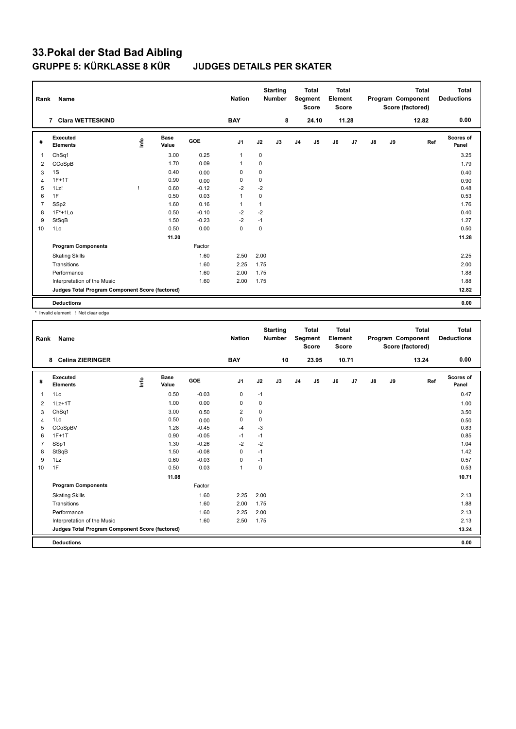# 33.Pokal der Stad Bad Aibling

## GRUPPE 5: KÜRKLASSE 8 KÜR JUDGES DETAILS PER SKATER

| Rank | Name | Nation | Starting Number | Total Segment Score | Total Element Score | Total Program Component Score (factored) | Total Deductions |
|---|---|---|---|---|---|---|---|
| 7 | Clara WETTESKIND | BAY | 8 | 24.10 | 11.28 | 12.82 | 0.00 |

| # | Executed Elements | Info | Base Value | GOE | J1 | J2 | J3 | J4 | J5 | J6 | J7 | J8 | J9 | Ref | Scores of Panel |
|---|---|---|---|---|---|---|---|---|---|---|---|---|---|---|---|
| 1 | ChSq1 | | 3.00 | 0.25 | 1 | 0 | | | | | | | | | 3.25 |
| 2 | CCoSpB | | 1.70 | 0.09 | 1 | 0 | | | | | | | | | 1.79 |
| 3 | 1S | | 0.40 | 0.00 | 0 | 0 | | | | | | | | | 0.40 |
| 4 | 1F+1T | | 0.90 | 0.00 | 0 | 0 | | | | | | | | | 0.90 |
| 5 | 1Lz! | ! | 0.60 | -0.12 | -2 | -2 | | | | | | | | | 0.48 |
| 6 | 1F | | 0.50 | 0.03 | 1 | 0 | | | | | | | | | 0.53 |
| 7 | SSp2 | | 1.60 | 0.16 | 1 | 1 | | | | | | | | | 1.76 |
| 8 | 1F*+1Lo | | 0.50 | -0.10 | -2 | -2 | | | | | | | | | 0.40 |
| 9 | StSqB | | 1.50 | -0.23 | -2 | -1 | | | | | | | | | 1.27 |
| 10 | 1Lo | | 0.50 | 0.00 | 0 | 0 | | | | | | | | | 0.50 |
| | | | 11.20 | | | | | | | | | | | | 11.28 |
| | Program Components | | | Factor | | | | | | | | | | | |
| | Skating Skills | | | 1.60 | 2.50 | 2.00 | | | | | | | | | 2.25 |
| | Transitions | | | 1.60 | 2.25 | 1.75 | | | | | | | | | 2.00 |
| | Performance | | | 1.60 | 2.00 | 1.75 | | | | | | | | | 1.88 |
| | Interpretation of the Music | | | 1.60 | 2.00 | 1.75 | | | | | | | | | 1.88 |
| | Judges Total Program Component Score (factored) | | | | | | | | | | | | | | 12.82 |
| | Deductions | | | | | | | | | | | | | | 0.00 |

\* Invalid element ! Not clear edge

| Rank | Name | Nation | Starting Number | Total Segment Score | Total Element Score | Total Program Component Score (factored) | Total Deductions |
|---|---|---|---|---|---|---|---|
| 8 | Celina ZIERINGER | BAY | 10 | 23.95 | 10.71 | 13.24 | 0.00 |

| # | Executed Elements | Info | Base Value | GOE | J1 | J2 | J3 | J4 | J5 | J6 | J7 | J8 | J9 | Ref | Scores of Panel |
|---|---|---|---|---|---|---|---|---|---|---|---|---|---|---|---|
| 1 | 1Lo | | 0.50 | -0.03 | 0 | -1 | | | | | | | | | 0.47 |
| 2 | 1Lz+1T | | 1.00 | 0.00 | 0 | 0 | | | | | | | | | 1.00 |
| 3 | ChSq1 | | 3.00 | 0.50 | 2 | 0 | | | | | | | | | 3.50 |
| 4 | 1Lo | | 0.50 | 0.00 | 0 | 0 | | | | | | | | | 0.50 |
| 5 | CCoSpBV | | 1.28 | -0.45 | -4 | -3 | | | | | | | | | 0.83 |
| 6 | 1F+1T | | 0.90 | -0.05 | -1 | -1 | | | | | | | | | 0.85 |
| 7 | SSp1 | | 1.30 | -0.26 | -2 | -2 | | | | | | | | | 1.04 |
| 8 | StSqB | | 1.50 | -0.08 | 0 | -1 | | | | | | | | | 1.42 |
| 9 | 1Lz | | 0.60 | -0.03 | 0 | -1 | | | | | | | | | 0.57 |
| 10 | 1F | | 0.50 | 0.03 | 1 | 0 | | | | | | | | | 0.53 |
| | | | 11.08 | | | | | | | | | | | | 10.71 |
| | Program Components | | | Factor | | | | | | | | | | | |
| | Skating Skills | | | 1.60 | 2.25 | 2.00 | | | | | | | | | 2.13 |
| | Transitions | | | 1.60 | 2.00 | 1.75 | | | | | | | | | 1.88 |
| | Performance | | | 1.60 | 2.25 | 2.00 | | | | | | | | | 2.13 |
| | Interpretation of the Music | | | 1.60 | 2.50 | 1.75 | | | | | | | | | 2.13 |
| | Judges Total Program Component Score (factored) | | | | | | | | | | | | | | 13.24 |
| | Deductions | | | | | | | | | | | | | | 0.00 |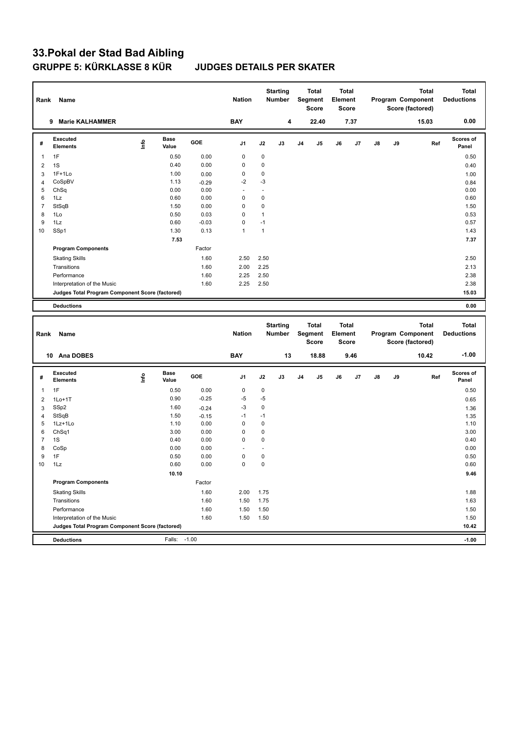# 33.Pokal der Stad Bad Aibling

## GRUPPE 5: KÜRKLASSE 8 KÜR JUDGES DETAILS PER SKATER

| Rank | Name | Nation | Starting Number | Total Segment Score | Total Element Score | Total Program Component Score (factored) | Total Deductions |
|---|---|---|---|---|---|---|---|
| 9 | Marie KALHAMMER | BAY | 4 | 22.40 | 7.37 | 15.03 | 0.00 |

| # | Executed Elements | Info | Base Value | GOE | J1 | J2 | J3 | J4 | J5 | J6 | J7 | J8 | J9 | Ref | Scores of Panel |
|---|---|---|---|---|---|---|---|---|---|---|---|---|---|---|---|
| 1 | 1F | | 0.50 | 0.00 | 0 | 0 | | | | | | | | | 0.50 |
| 2 | 1S | | 0.40 | 0.00 | 0 | 0 | | | | | | | | | 0.40 |
| 3 | 1F+1Lo | | 1.00 | 0.00 | 0 | 0 | | | | | | | | | 1.00 |
| 4 | CoSpBV | | 1.13 | -0.29 | -2 | -3 | | | | | | | | | 0.84 |
| 5 | ChSq | | 0.00 | 0.00 | - | - | | | | | | | | | 0.00 |
| 6 | 1Lz | | 0.60 | 0.00 | 0 | 0 | | | | | | | | | 0.60 |
| 7 | StSqB | | 1.50 | 0.00 | 0 | 0 | | | | | | | | | 1.50 |
| 8 | 1Lo | | 0.50 | 0.03 | 0 | 1 | | | | | | | | | 0.53 |
| 9 | 1Lz | | 0.60 | -0.03 | 0 | -1 | | | | | | | | | 0.57 |
| 10 | SSp1 | | 1.30 | 0.13 | 1 | 1 | | | | | | | | | 1.43 |
| | | | 7.53 | | | | | | | | | | | | 7.37 |
| | **Program Components** | | | Factor | | | | | | | | | | | |
| | Skating Skills | | | 1.60 | 2.50 | 2.50 | | | | | | | | | 2.50 |
| | Transitions | | | 1.60 | 2.00 | 2.25 | | | | | | | | | 2.13 |
| | Performance | | | 1.60 | 2.25 | 2.50 | | | | | | | | | 2.38 |
| | Interpretation of the Music | | | 1.60 | 2.25 | 2.50 | | | | | | | | | 2.38 |
| | **Judges Total Program Component Score (factored)** | | | | | | | | | | | | | | 15.03 |
| | **Deductions** | | | | | | | | | | | | | | 0.00 |

| Rank | Name | Nation | Starting Number | Total Segment Score | Total Element Score | Total Program Component Score (factored) | Total Deductions |
|---|---|---|---|---|---|---|---|
| 10 | Ana DOBES | BAY | 13 | 18.88 | 9.46 | 10.42 | -1.00 |

| # | Executed Elements | Info | Base Value | GOE | J1 | J2 | J3 | J4 | J5 | J6 | J7 | J8 | J9 | Ref | Scores of Panel |
|---|---|---|---|---|---|---|---|---|---|---|---|---|---|---|---|
| 1 | 1F | | 0.50 | 0.00 | 0 | 0 | | | | | | | | | 0.50 |
| 2 | 1Lo+1T | | 0.90 | -0.25 | -5 | -5 | | | | | | | | | 0.65 |
| 3 | SSp2 | | 1.60 | -0.24 | -3 | 0 | | | | | | | | | 1.36 |
| 4 | StSqB | | 1.50 | -0.15 | -1 | -1 | | | | | | | | | 1.35 |
| 5 | 1Lz+1Lo | | 1.10 | 0.00 | 0 | 0 | | | | | | | | | 1.10 |
| 6 | ChSq1 | | 3.00 | 0.00 | 0 | 0 | | | | | | | | | 3.00 |
| 7 | 1S | | 0.40 | 0.00 | 0 | 0 | | | | | | | | | 0.40 |
| 8 | CoSp | | 0.00 | 0.00 | - | - | | | | | | | | | 0.00 |
| 9 | 1F | | 0.50 | 0.00 | 0 | 0 | | | | | | | | | 0.50 |
| 10 | 1Lz | | 0.60 | 0.00 | 0 | 0 | | | | | | | | | 0.60 |
| | | | 10.10 | | | | | | | | | | | | 9.46 |
| | **Program Components** | | | Factor | | | | | | | | | | | |
| | Skating Skills | | | 1.60 | 2.00 | 1.75 | | | | | | | | | 1.88 |
| | Transitions | | | 1.60 | 1.50 | 1.75 | | | | | | | | | 1.63 |
| | Performance | | | 1.60 | 1.50 | 1.50 | | | | | | | | | 1.50 |
| | Interpretation of the Music | | | 1.60 | 1.50 | 1.50 | | | | | | | | | 1.50 |
| | **Judges Total Program Component Score (factored)** | | | | | | | | | | | | | | 10.42 |
| | **Deductions** | | Falls: | -1.00 | | | | | | | | | | | -1.00 |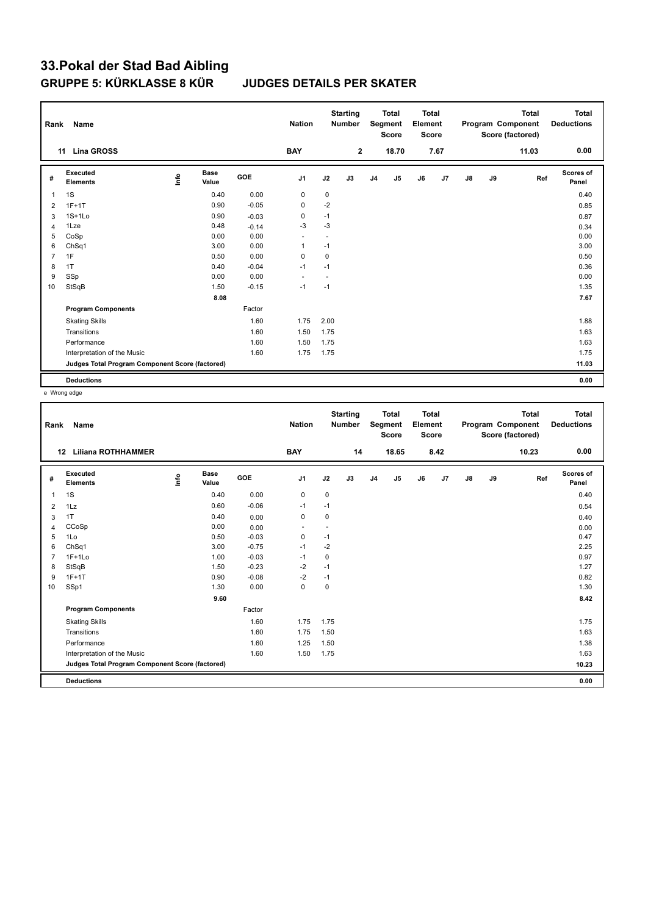# 33.Pokal der Stad Bad Aibling

## GRUPPE 5: KÜRKLASSE 8 KÜR JUDGES DETAILS PER SKATER

| Rank | Name | Nation | Starting Number | Total Segment Score | Total Element Score | Total Program Component Score (factored) | Total Deductions |
|---|---|---|---|---|---|---|---|
| 11 | Lina GROSS | BAY | 2 | 18.70 | 7.67 | 11.03 | 0.00 |

| # | Executed Elements | Info | Base Value | GOE | J1 | J2 | J3 | J4 | J5 | J6 | J7 | J8 | J9 | Ref | Scores of Panel |
|---|---|---|---|---|---|---|---|---|---|---|---|---|---|---|---|
| 1 | 1S | | 0.40 | 0.00 | 0 | 0 | | | | | | | | | 0.40 |
| 2 | 1F+1T | | 0.90 | -0.05 | 0 | -2 | | | | | | | | | 0.85 |
| 3 | 1S+1Lo | | 0.90 | -0.03 | 0 | -1 | | | | | | | | | 0.87 |
| 4 | 1Lze | | 0.48 | -0.14 | -3 | -3 | | | | | | | | | 0.34 |
| 5 | CoSp | | 0.00 | 0.00 | - | - | | | | | | | | | 0.00 |
| 6 | ChSq1 | | 3.00 | 0.00 | 1 | -1 | | | | | | | | | 3.00 |
| 7 | 1F | | 0.50 | 0.00 | 0 | 0 | | | | | | | | | 0.50 |
| 8 | 1T | | 0.40 | -0.04 | -1 | -1 | | | | | | | | | 0.36 |
| 9 | SSp | | 0.00 | 0.00 | - | - | | | | | | | | | 0.00 |
| 10 | StSqB | | 1.50 | -0.15 | -1 | -1 | | | | | | | | | 1.35 |
| | | | 8.08 | | | | | | | | | | | | 7.67 |
| | **Program Components** | | | Factor | | | | | | | | | | | |
| | Skating Skills | | | 1.60 | 1.75 | 2.00 | | | | | | | | | 1.88 |
| | Transitions | | | 1.60 | 1.50 | 1.75 | | | | | | | | | 1.63 |
| | Performance | | | 1.60 | 1.50 | 1.75 | | | | | | | | | 1.63 |
| | Interpretation of the Music | | | 1.60 | 1.75 | 1.75 | | | | | | | | | 1.75 |
| | **Judges Total Program Component Score (factored)** | | | | | | | | | | | | | | 11.03 |
| | **Deductions** | | | | | | | | | | | | | | 0.00 |

e Wrong edge

| Rank | Name | Nation | Starting Number | Total Segment Score | Total Element Score | Total Program Component Score (factored) | Total Deductions |
|---|---|---|---|---|---|---|---|
| 12 | Liliana ROTHHAMMER | BAY | 14 | 18.65 | 8.42 | 10.23 | 0.00 |

| # | Executed Elements | Info | Base Value | GOE | J1 | J2 | J3 | J4 | J5 | J6 | J7 | J8 | J9 | Ref | Scores of Panel |
|---|---|---|---|---|---|---|---|---|---|---|---|---|---|---|---|
| 1 | 1S | | 0.40 | 0.00 | 0 | 0 | | | | | | | | | 0.40 |
| 2 | 1Lz | | 0.60 | -0.06 | -1 | -1 | | | | | | | | | 0.54 |
| 3 | 1T | | 0.40 | 0.00 | 0 | 0 | | | | | | | | | 0.40 |
| 4 | CCoSp | | 0.00 | 0.00 | - | - | | | | | | | | | 0.00 |
| 5 | 1Lo | | 0.50 | -0.03 | 0 | -1 | | | | | | | | | 0.47 |
| 6 | ChSq1 | | 3.00 | -0.75 | -1 | -2 | | | | | | | | | 2.25 |
| 7 | 1F+1Lo | | 1.00 | -0.03 | -1 | 0 | | | | | | | | | 0.97 |
| 8 | StSqB | | 1.50 | -0.23 | -2 | -1 | | | | | | | | | 1.27 |
| 9 | 1F+1T | | 0.90 | -0.08 | -2 | -1 | | | | | | | | | 0.82 |
| 10 | SSp1 | | 1.30 | 0.00 | 0 | 0 | | | | | | | | | 1.30 |
| | | | 9.60 | | | | | | | | | | | | 8.42 |
| | **Program Components** | | | Factor | | | | | | | | | | | |
| | Skating Skills | | | 1.60 | 1.75 | 1.75 | | | | | | | | | 1.75 |
| | Transitions | | | 1.60 | 1.75 | 1.50 | | | | | | | | | 1.63 |
| | Performance | | | 1.60 | 1.25 | 1.50 | | | | | | | | | 1.38 |
| | Interpretation of the Music | | | 1.60 | 1.50 | 1.75 | | | | | | | | | 1.63 |
| | **Judges Total Program Component Score (factored)** | | | | | | | | | | | | | | 10.23 |
| | **Deductions** | | | | | | | | | | | | | | 0.00 |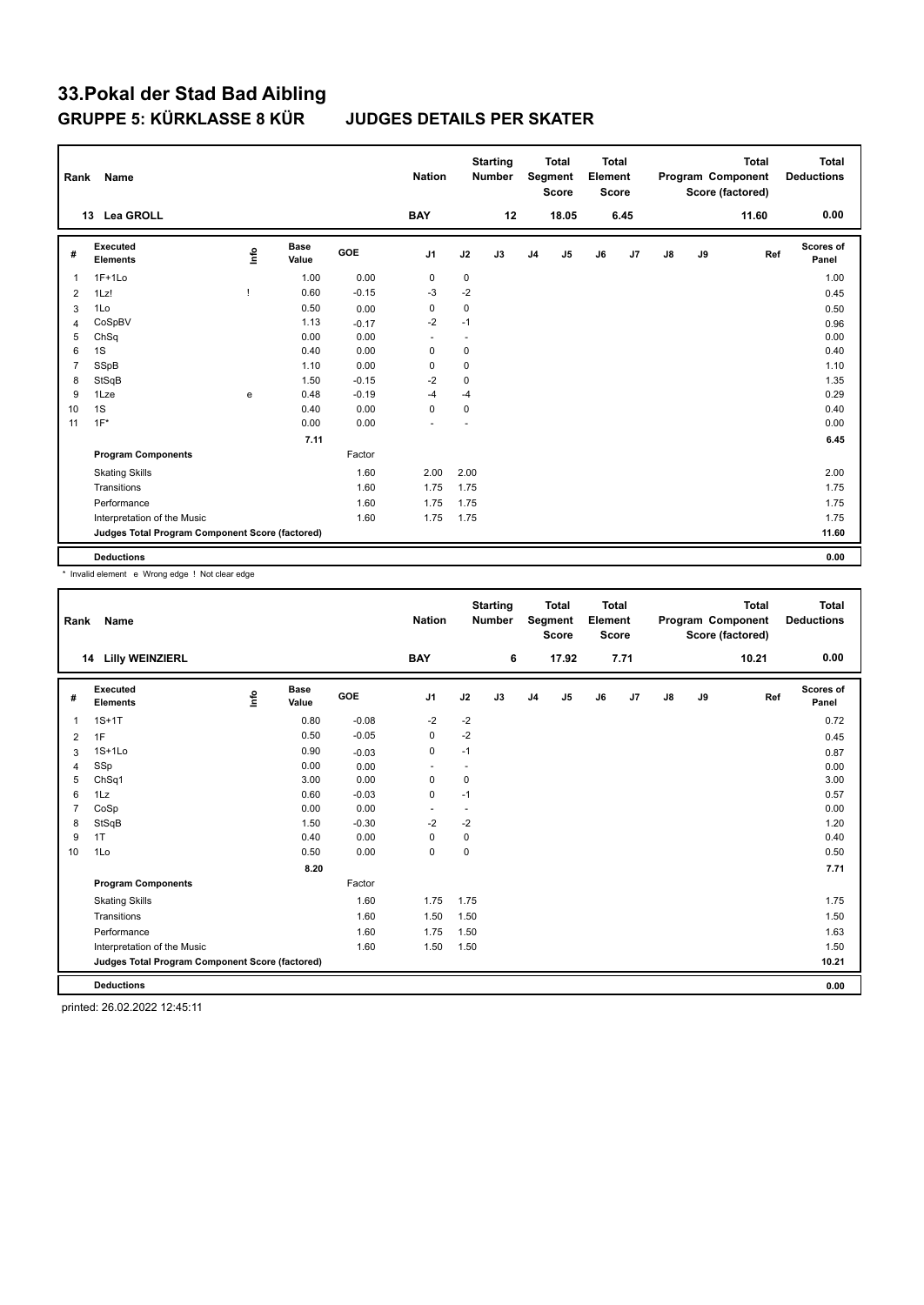# 33.Pokal der Stad Bad Aibling

## GRUPPE 5: KÜRKLASSE 8 KÜR JUDGES DETAILS PER SKATER

| Rank | Name | Nation | Starting Number | Total Segment Score | Total Element Score | Total Program Component Score (factored) | Total Deductions |
|---|---|---|---|---|---|---|---|
| 13 | Lea GROLL | BAY | 12 | 18.05 | 6.45 | 11.60 | 0.00 |

| # | Executed Elements | Info | Base Value | GOE | J1 | J2 | J3 | J4 | J5 | J6 | J7 | J8 | J9 | Ref | Scores of Panel |
|---|---|---|---|---|---|---|---|---|---|---|---|---|---|---|---|
| 1 | 1F+1Lo | | 1.00 | 0.00 | 0 | 0 | | | | | | | | | 1.00 |
| 2 | 1Lz! | ! | 0.60 | -0.15 | -3 | -2 | | | | | | | | | 0.45 |
| 3 | 1Lo | | 0.50 | 0.00 | 0 | 0 | | | | | | | | | 0.50 |
| 4 | CoSpBV | | 1.13 | -0.17 | -2 | -1 | | | | | | | | | 0.96 |
| 5 | ChSq | | 0.00 | 0.00 | - | - | | | | | | | | | 0.00 |
| 6 | 1S | | 0.40 | 0.00 | 0 | 0 | | | | | | | | | 0.40 |
| 7 | SSpB | | 1.10 | 0.00 | 0 | 0 | | | | | | | | | 1.10 |
| 8 | StSqB | | 1.50 | -0.15 | -2 | 0 | | | | | | | | | 1.35 |
| 9 | 1Lze | e | 0.48 | -0.19 | -4 | -4 | | | | | | | | | 0.29 |
| 10 | 1S | | 0.40 | 0.00 | 0 | 0 | | | | | | | | | 0.40 |
| 11 | 1F* | | 0.00 | 0.00 | - | - | | | | | | | | | 0.00 |
| | | | 7.11 | | | | | | | | | | | | 6.45 |
| | **Program Components** | | | Factor | | | | | | | | | | | |
| | Skating Skills | | | 1.60 | 2.00 | 2.00 | | | | | | | | | 2.00 |
| | Transitions | | | 1.60 | 1.75 | 1.75 | | | | | | | | | 1.75 |
| | Performance | | | 1.60 | 1.75 | 1.75 | | | | | | | | | 1.75 |
| | Interpretation of the Music | | | 1.60 | 1.75 | 1.75 | | | | | | | | | 1.75 |
| | **Judges Total Program Component Score (factored)** | | | | | | | | | | | | | | 11.60 |
| | **Deductions** | | | | | | | | | | | | | | 0.00 |

* Invalid element e Wrong edge ! Not clear edge

| Rank | Name | Nation | Starting Number | Total Segment Score | Total Element Score | Total Program Component Score (factored) | Total Deductions |
|---|---|---|---|---|---|---|---|
| 14 | Lilly WEINZIERL | BAY | 6 | 17.92 | 7.71 | 10.21 | 0.00 |

| # | Executed Elements | Info | Base Value | GOE | J1 | J2 | J3 | J4 | J5 | J6 | J7 | J8 | J9 | Ref | Scores of Panel |
|---|---|---|---|---|---|---|---|---|---|---|---|---|---|---|---|
| 1 | 1S+1T | | 0.80 | -0.08 | -2 | -2 | | | | | | | | | 0.72 |
| 2 | 1F | | 0.50 | -0.05 | 0 | -2 | | | | | | | | | 0.45 |
| 3 | 1S+1Lo | | 0.90 | -0.03 | 0 | -1 | | | | | | | | | 0.87 |
| 4 | SSp | | 0.00 | 0.00 | - | - | | | | | | | | | 0.00 |
| 5 | ChSq1 | | 3.00 | 0.00 | 0 | 0 | | | | | | | | | 3.00 |
| 6 | 1Lz | | 0.60 | -0.03 | 0 | -1 | | | | | | | | | 0.57 |
| 7 | CoSp | | 0.00 | 0.00 | - | - | | | | | | | | | 0.00 |
| 8 | StSqB | | 1.50 | -0.30 | -2 | -2 | | | | | | | | | 1.20 |
| 9 | 1T | | 0.40 | 0.00 | 0 | 0 | | | | | | | | | 0.40 |
| 10 | 1Lo | | 0.50 | 0.00 | 0 | 0 | | | | | | | | | 0.50 |
| | | | 8.20 | | | | | | | | | | | | 7.71 |
| | **Program Components** | | | Factor | | | | | | | | | | | |
| | Skating Skills | | | 1.60 | 1.75 | 1.75 | | | | | | | | | 1.75 |
| | Transitions | | | 1.60 | 1.50 | 1.50 | | | | | | | | | 1.50 |
| | Performance | | | 1.60 | 1.75 | 1.50 | | | | | | | | | 1.63 |
| | Interpretation of the Music | | | 1.60 | 1.50 | 1.50 | | | | | | | | | 1.50 |
| | **Judges Total Program Component Score (factored)** | | | | | | | | | | | | | | 10.21 |
| | **Deductions** | | | | | | | | | | | | | | 0.00 |

printed: 26.02.2022 12:45:11